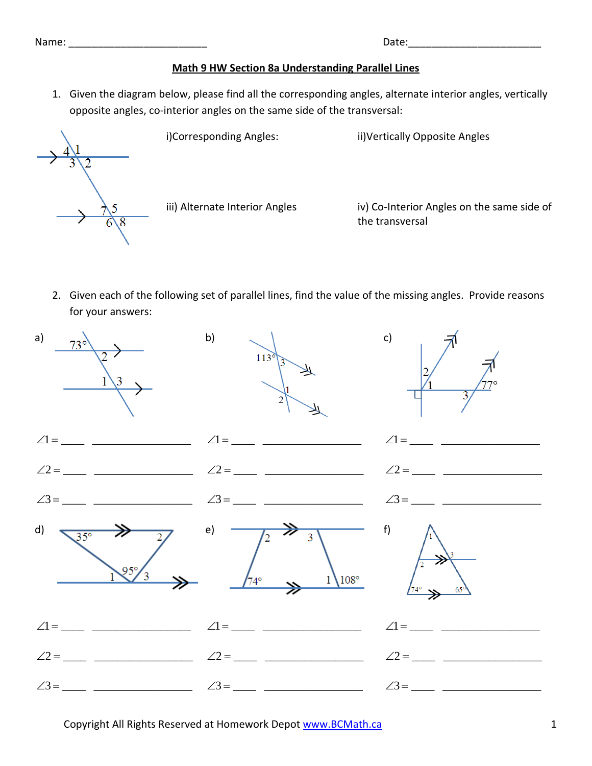Name: ________________________ Date:________________________

## Math 9 HW Section 8a Understanding Parallel Lines

1. Given the diagram below, please find all the corresponding angles, alternate interior angles, vertically opposite angles, co-interior angles on the same side of the transversal:

i) Corresponding Angles:

ii) Vertically Opposite Angles

iii) Alternate Interior Angles

iv) Co-Interior Angles on the same side of the transversal

2. Given each of the following set of parallel lines, find the value of the missing angles. Provide reasons for your answers:

a)

$\angle 1 =$ ____ ________________

$\angle 2 =$ ____ ________________

$\angle 3 =$ ____ ________________

b)

$\angle 1 =$ ____ ________________

$\angle 2 =$ ____ ________________

$\angle 3 =$ ____ ________________

c)

$\angle 1 =$ ____ ________________

$\angle 2 =$ ____ ________________

$\angle 3 =$ ____ ________________

d)

$\angle 1 =$ ____ ________________

$\angle 2 =$ ____ ________________

$\angle 3 =$ ____ ________________

e)

$\angle 1 =$ ____ ________________

$\angle 2 =$ ____ ________________

$\angle 3 =$ ____ ________________

f)

$\angle 1 =$ ____ ________________

$\angle 2 =$ ____ ________________

$\angle 3 =$ ____ ________________

Copyright All Rights Reserved at Homework Depot www.BCMath.ca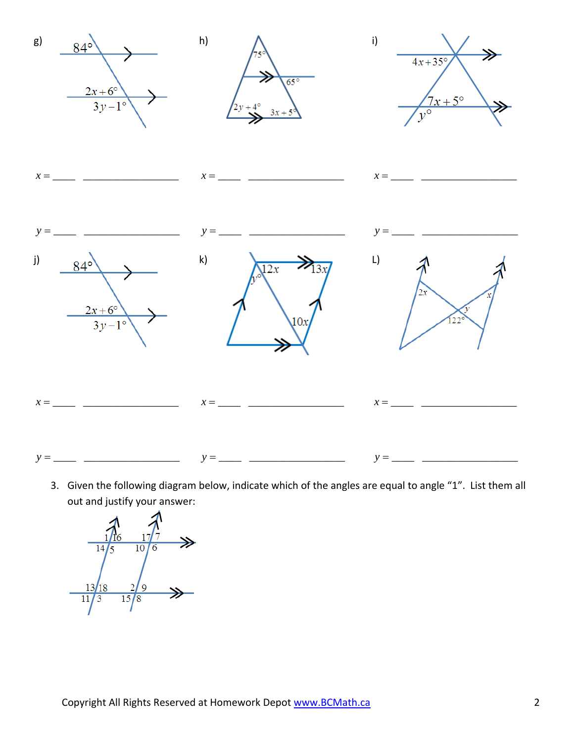g)

84°

$2x+6°$

$3y-1°$

h)

75°

65°

$2y+4°$

$3x+5°$

i)

$4x+35°$

$7x+5°$

$y°$

$x =$ _____ ___________________

$x =$ _____ ___________________

$x =$ _____ ___________________

$y =$ _____ ___________________

$y =$ _____ ___________________

$y =$ _____ ___________________

j)

84°

$2x+6°$

$3y-1°$

k)

$12x$

$13x$

$y°$

$10x$

L)

$2x$

$x$

$y$

122°

$x =$ _____ ___________________

$x =$ _____ ___________________

$x =$ _____ ___________________

$y =$ _____ ___________________

$y =$ _____ ___________________

$y =$ _____ ___________________

3. Given the following diagram below, indicate which of the angles are equal to angle "1". List them all out and justify your answer:

1 16 17 7

14 5 10 6

13 18 2 9

11 3 15 8